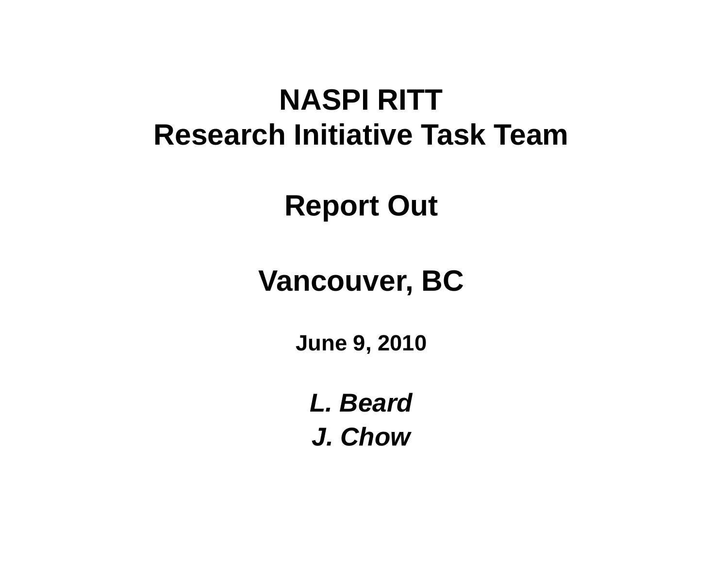# NASPI RITT
# Research Initiative Task Team

## Report Out

## Vancouver, BC

**June 9, 2010**

***L. Beard***

***J. Chow***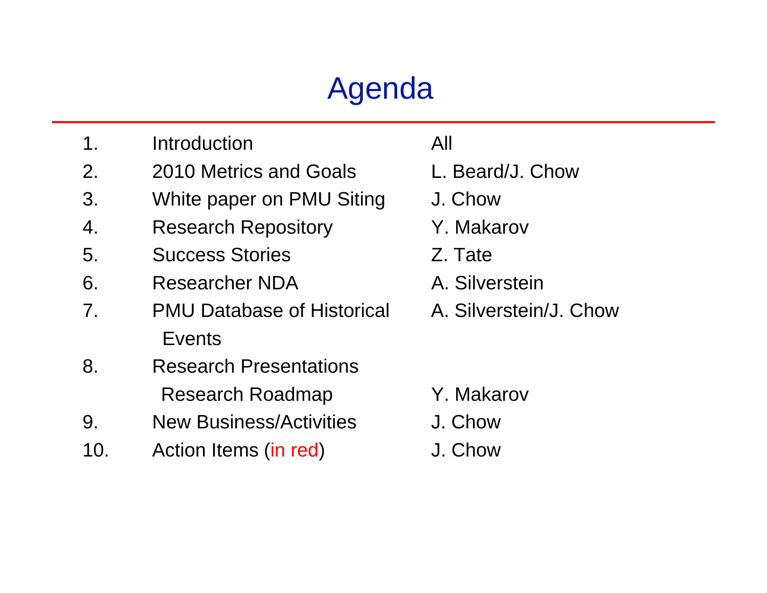# Agenda

| | | |
|---|---|---|
| 1. | Introduction | All |
| 2. | 2010 Metrics and Goals | L. Beard/J. Chow |
| 3. | White paper on PMU Siting | J. Chow |
| 4. | Research Repository | Y. Makarov |
| 5. | Success Stories | Z. Tate |
| 6. | Researcher NDA | A. Silverstein |
| 7. | PMU Database of Historical Events | A. Silverstein/J. Chow |
| 8. | Research Presentations | |
| | Research Roadmap | Y. Makarov |
| 9. | New Business/Activities | J. Chow |
| 10. | Action Items (in red) | J. Chow |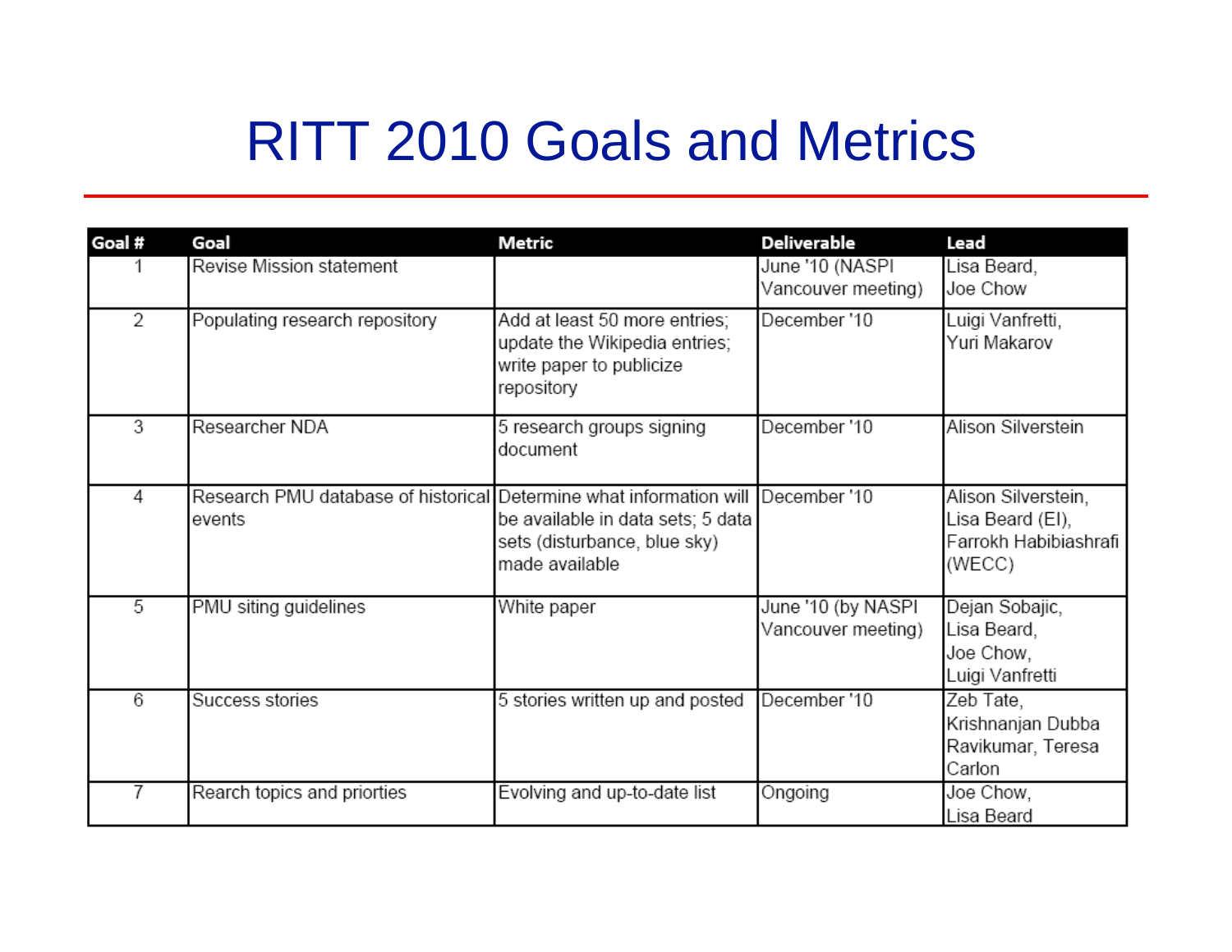# RITT 2010 Goals and Metrics

| Goal # | Goal | Metric | Deliverable | Lead |
|---|---|---|---|---|
| 1 | Revise Mission statement | | June '10 (NASPI Vancouver meeting) | Lisa Beard, Joe Chow |
| 2 | Populating research repository | Add at least 50 more entries; update the Wikipedia entries; write paper to publicize repository | December '10 | Luigi Vanfretti, Yuri Makarov |
| 3 | Researcher NDA | 5 research groups signing document | December '10 | Alison Silverstein |
| 4 | Research PMU database of historical events | Determine what information will be available in data sets; 5 data sets (disturbance, blue sky) made available | December '10 | Alison Silverstein, Lisa Beard (EI), Farrokh Habibiashrafi (WECC) |
| 5 | PMU siting guidelines | White paper | June '10 (by NASPI Vancouver meeting) | Dejan Sobajic, Lisa Beard, Joe Chow, Luigi Vanfretti |
| 6 | Success stories | 5 stories written up and posted | December '10 | Zeb Tate, Krishnanjan Dubba Ravikumar, Teresa Carlon |
| 7 | Rearch topics and priorties | Evolving and up-to-date list | Ongoing | Joe Chow, Lisa Beard |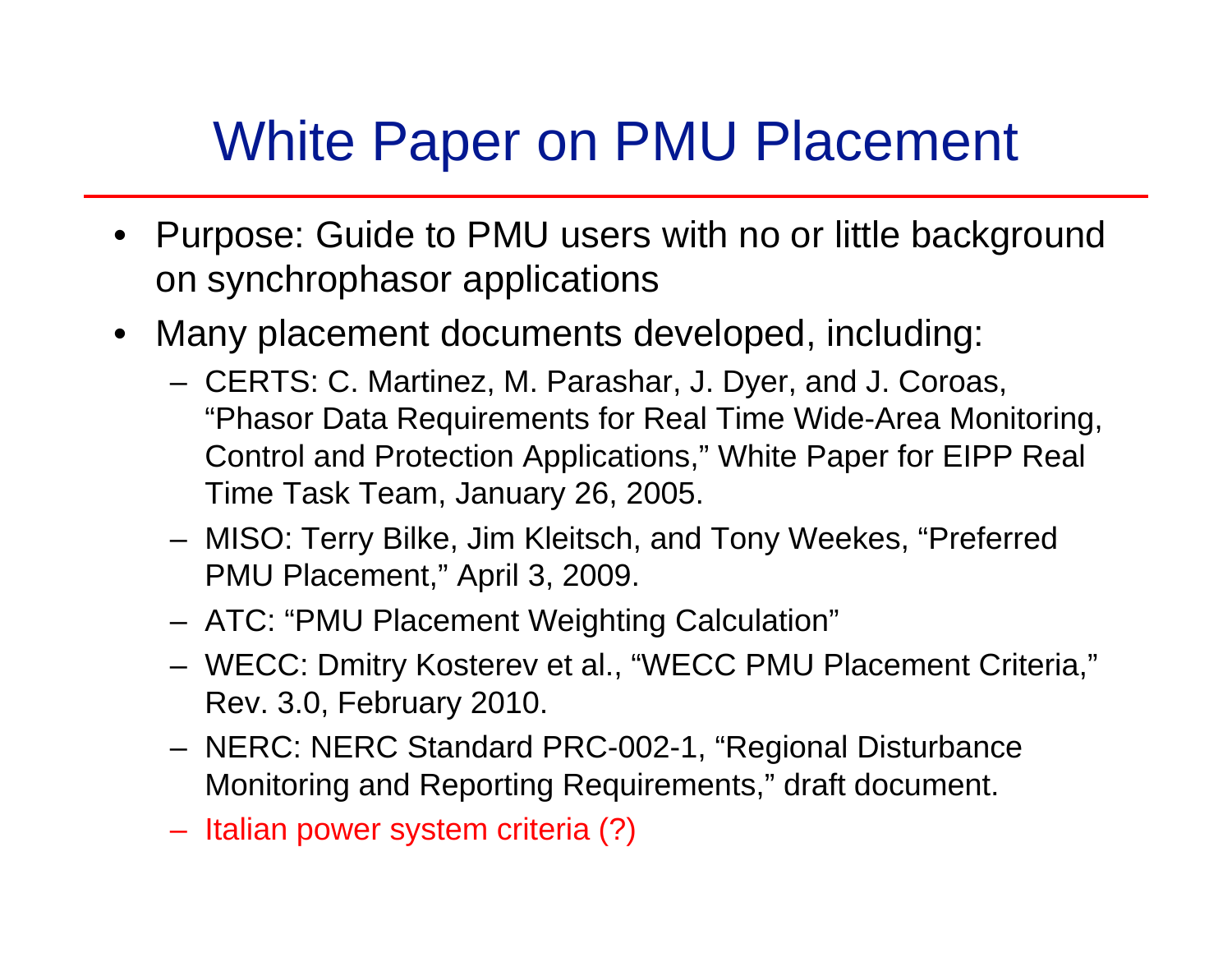# White Paper on PMU Placement

- Purpose: Guide to PMU users with no or little background on synchrophasor applications
- Many placement documents developed, including:
  - CERTS: C. Martinez, M. Parashar, J. Dyer, and J. Coroas, “Phasor Data Requirements for Real Time Wide-Area Monitoring, Control and Protection Applications,” White Paper for EIPP Real Time Task Team, January 26, 2005.
  - MISO: Terry Bilke, Jim Kleitsch, and Tony Weekes, “Preferred PMU Placement,” April 3, 2009.
  - ATC: “PMU Placement Weighting Calculation”
  - WECC: Dmitry Kosterev et al., “WECC PMU Placement Criteria,” Rev. 3.0, February 2010.
  - NERC: NERC Standard PRC-002-1, “Regional Disturbance Monitoring and Reporting Requirements,” draft document.
  - Italian power system criteria (?)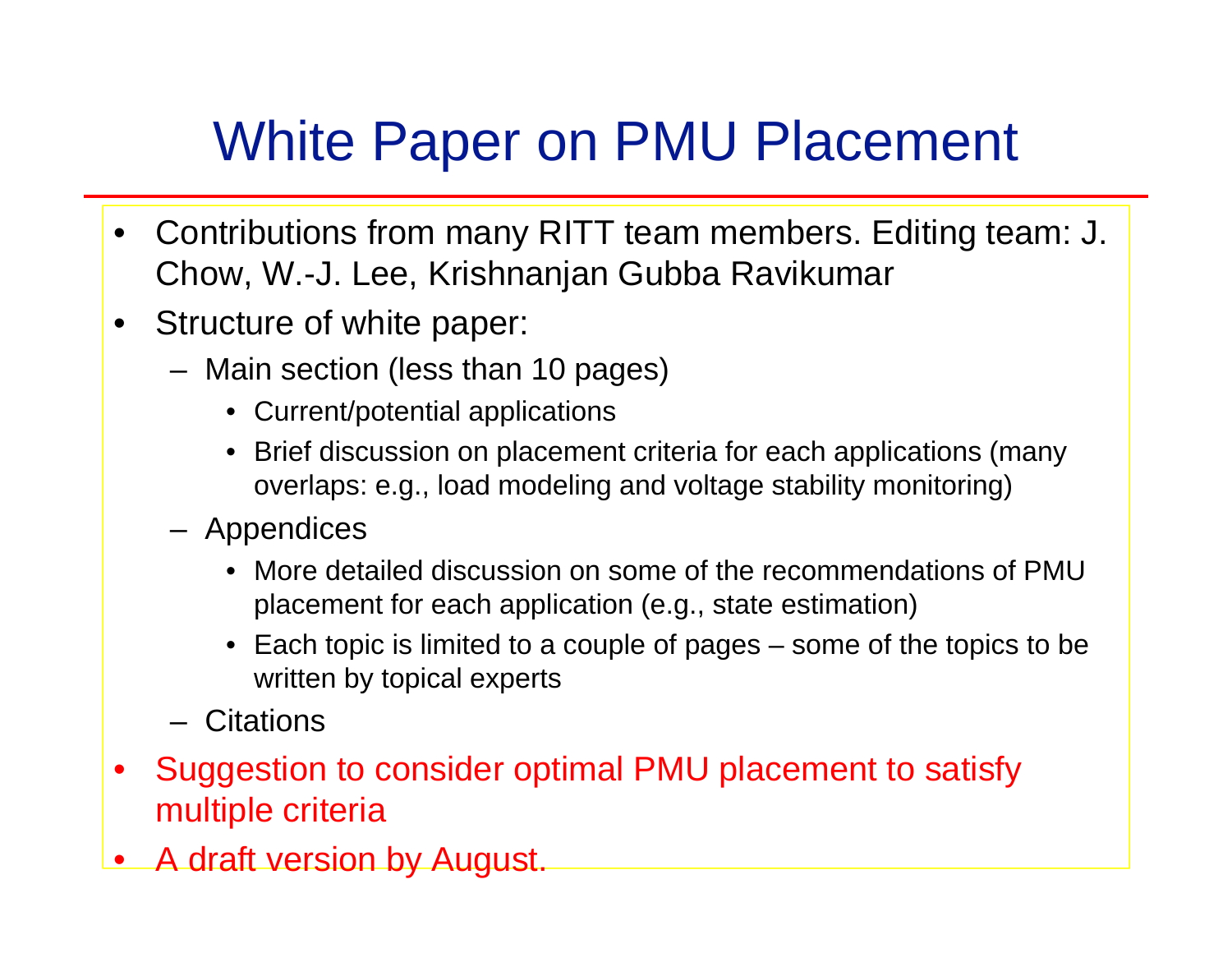# White Paper on PMU Placement

- Contributions from many RITT team members. Editing team: J. Chow, W.-J. Lee, Krishnanjan Gubba Ravikumar
- Structure of white paper:
  - Main section (less than 10 pages)
    - Current/potential applications
    - Brief discussion on placement criteria for each applications (many overlaps: e.g., load modeling and voltage stability monitoring)
  - Appendices
    - More detailed discussion on some of the recommendations of PMU placement for each application (e.g., state estimation)
    - Each topic is limited to a couple of pages – some of the topics to be written by topical experts
  - Citations
- Suggestion to consider optimal PMU placement to satisfy multiple criteria
- A draft version by August.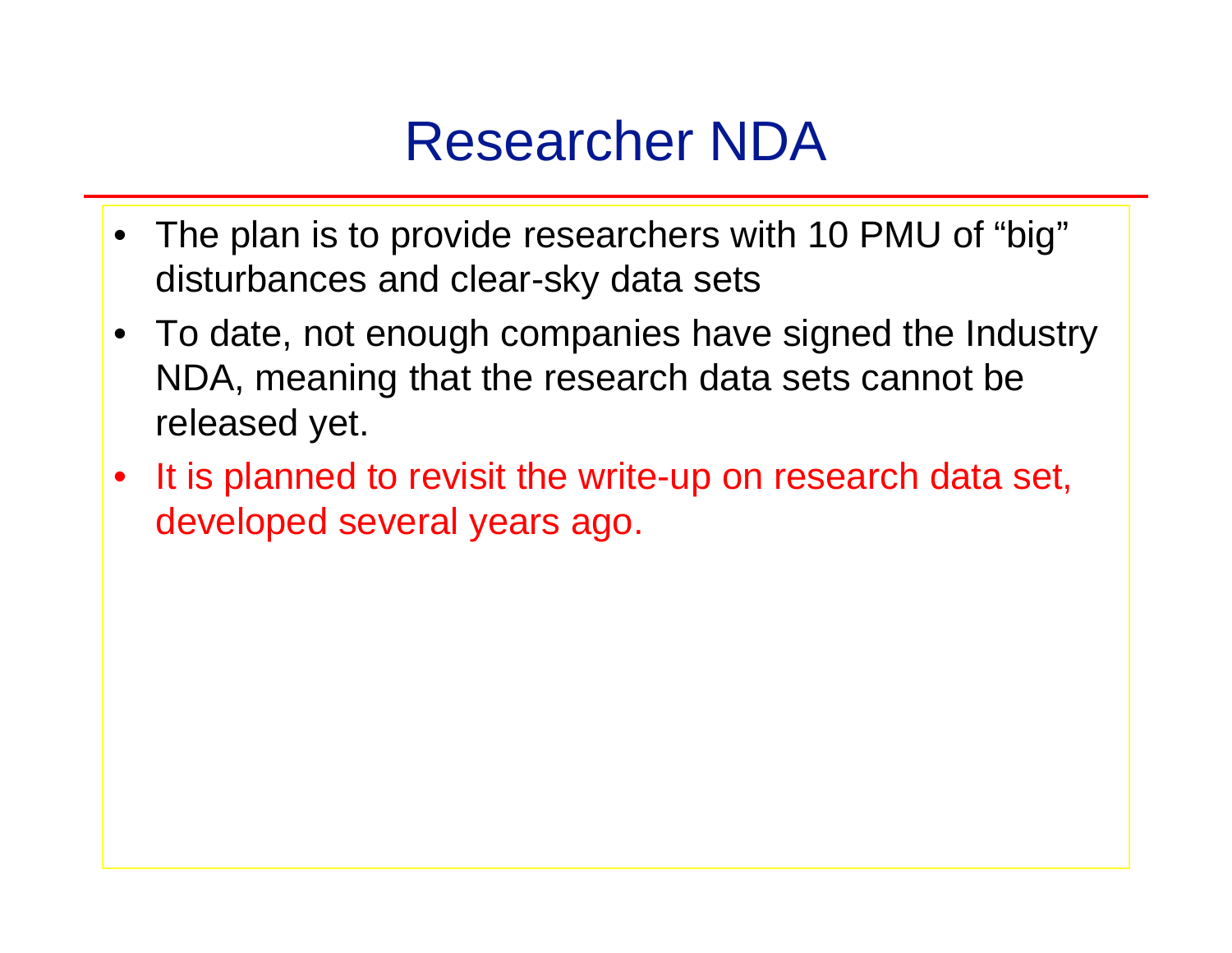# Researcher NDA

- The plan is to provide researchers with 10 PMU of "big" disturbances and clear-sky data sets
- To date, not enough companies have signed the Industry NDA, meaning that the research data sets cannot be released yet.
- It is planned to revisit the write-up on research data set, developed several years ago.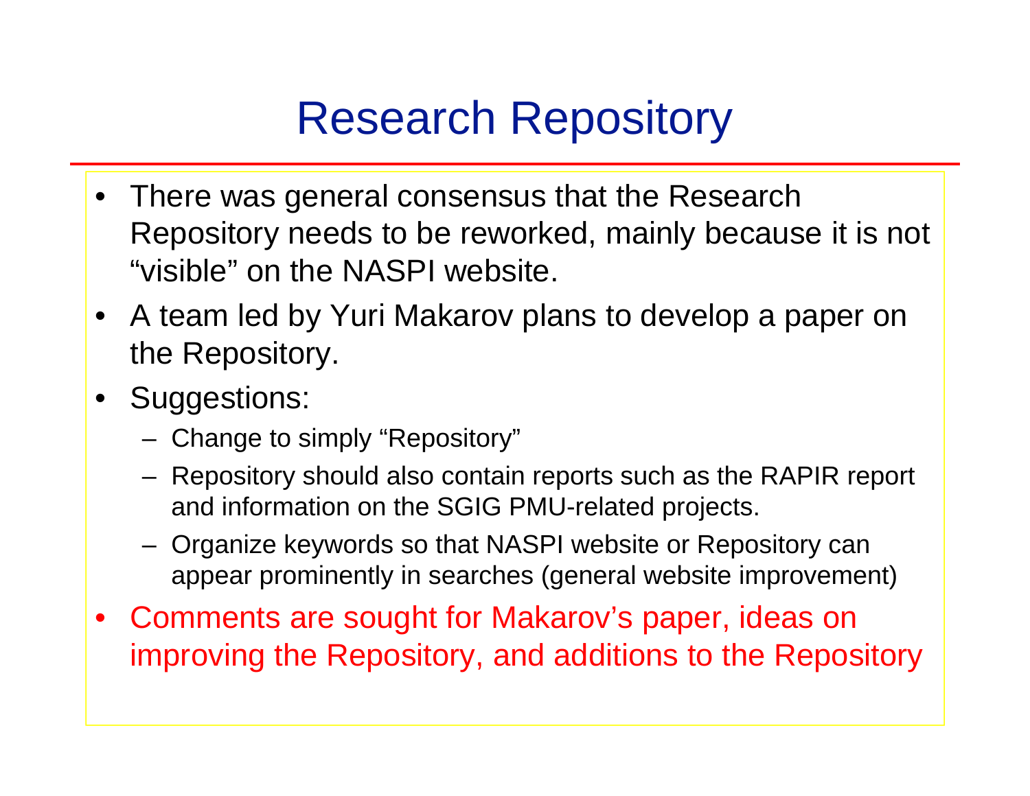# Research Repository

- There was general consensus that the Research Repository needs to be reworked, mainly because it is not "visible" on the NASPI website.
- A team led by Yuri Makarov plans to develop a paper on the Repository.
- Suggestions:
  - Change to simply "Repository"
  - Repository should also contain reports such as the RAPIR report and information on the SGIG PMU-related projects.
  - Organize keywords so that NASPI website or Repository can appear prominently in searches (general website improvement)
- Comments are sought for Makarov's paper, ideas on improving the Repository, and additions to the Repository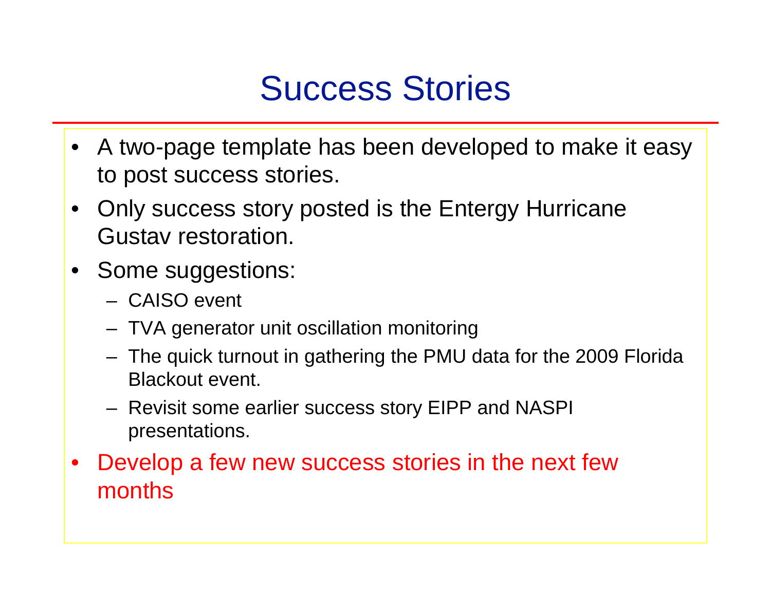# Success Stories

- A two-page template has been developed to make it easy to post success stories.
- Only success story posted is the Entergy Hurricane Gustav restoration.
- Some suggestions:
  - CAISO event
  - TVA generator unit oscillation monitoring
  - The quick turnout in gathering the PMU data for the 2009 Florida Blackout event.
  - Revisit some earlier success story EIPP and NASPI presentations.
- Develop a few new success stories in the next few months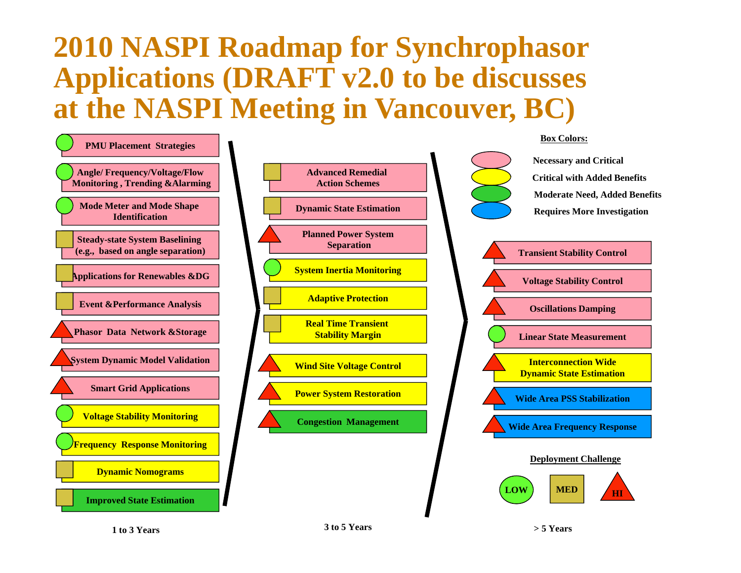# 2010 NASPI Roadmap for Synchrophasor Applications (DRAFT v2.0 to be discusses at the NASPI Meeting in Vancouver, BC)

**Box Colors:**

- Pink: Necessary and Critical
- Yellow: Critical with Added Benefits
- Green: Moderate Need, Added Benefits
- Blue: Requires More Investigation

**Deployment Challenge:** LOW (circle), MED (square), HI (triangle)

| Application | Box Color | Deployment Challenge |
|---|---|---|
| **1 to 3 Years** | | |
| PMU Placement Strategies | Pink | LOW |
| Angle/ Frequency/Voltage/Flow Monitoring , Trending &Alarming | Pink | LOW |
| Mode Meter and Mode Shape Identification | Pink | LOW |
| Steady-state System Baselining (e.g., based on angle separation) | Pink | MED |
| Applications for Renewables &DG | Pink | MED |
| Event &Performance Analysis | Pink | MED |
| Phasor Data Network &Storage | Pink | HI |
| System Dynamic Model Validation | Pink | HI |
| Smart Grid Applications | Pink | HI |
| Voltage Stability Monitoring | Yellow | LOW |
| Frequency Response Monitoring | Yellow | LOW |
| Dynamic Nomograms | Yellow | MED |
| Improved State Estimation | Green | MED |
| **3 to 5 Years** | | |
| Advanced Remedial Action Schemes | Pink | MED |
| Dynamic State Estimation | Pink | MED |
| Planned Power System Separation | Pink | HI |
| System Inertia Monitoring | Yellow | LOW |
| Adaptive Protection | Yellow | MED |
| Real Time Transient Stability Margin | Yellow | MED |
| Wind Site Voltage Control | Yellow | HI |
| Power System Restoration | Yellow | HI |
| Congestion Management | Green | HI |
| **> 5 Years** | | |
| Transient Stability Control | Pink | HI |
| Voltage Stability Control | Pink | HI |
| Oscillations Damping | Pink | HI |
| Linear State Measurement | Pink | LOW |
| Interconnection Wide Dynamic State Estimation | Yellow | HI |
| Wide Area PSS Stabilization | Blue | HI |
| Wide Area Frequency Response | Blue | HI |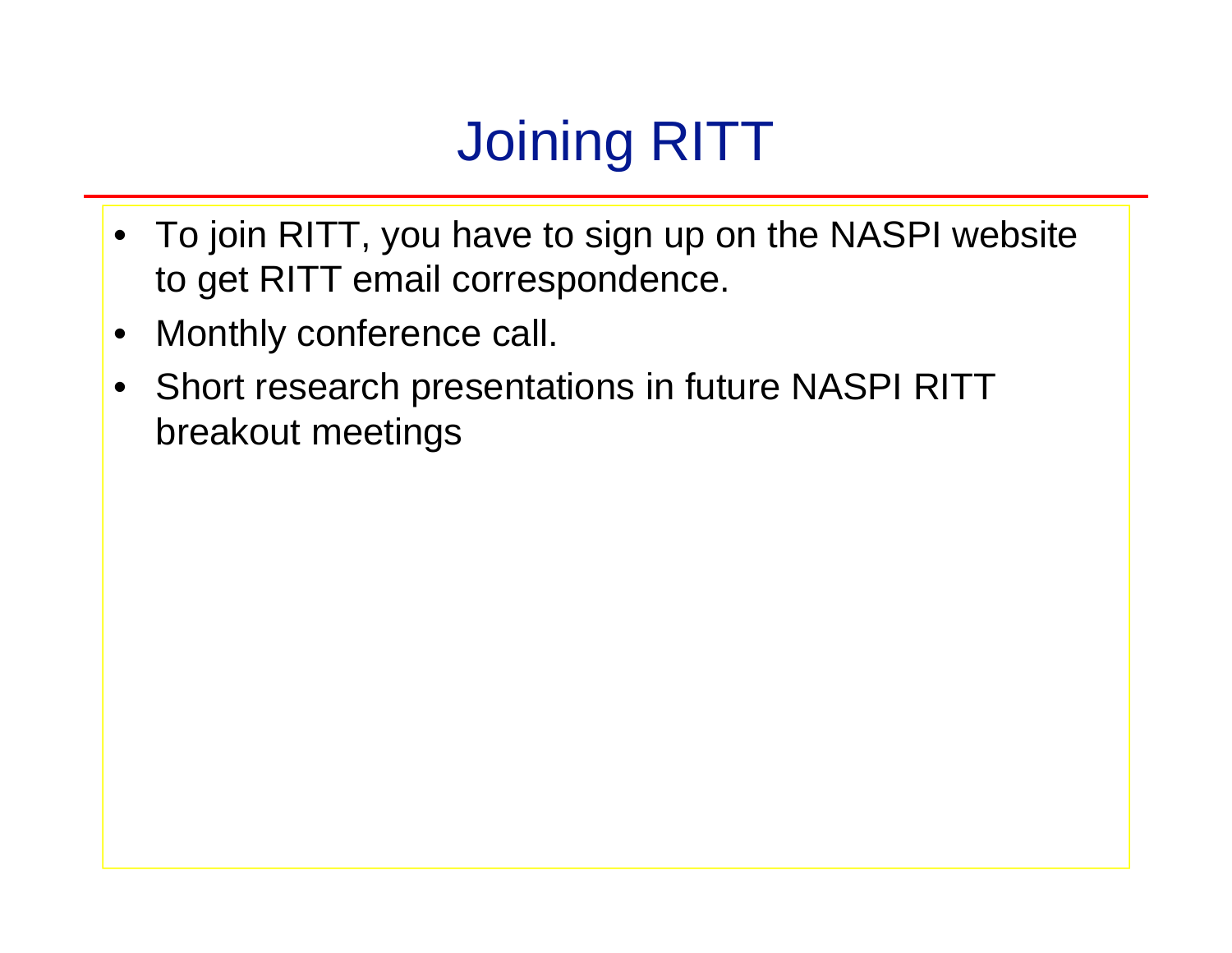# Joining RITT

- To join RITT, you have to sign up on the NASPI website to get RITT email correspondence.
- Monthly conference call.
- Short research presentations in future NASPI RITT breakout meetings